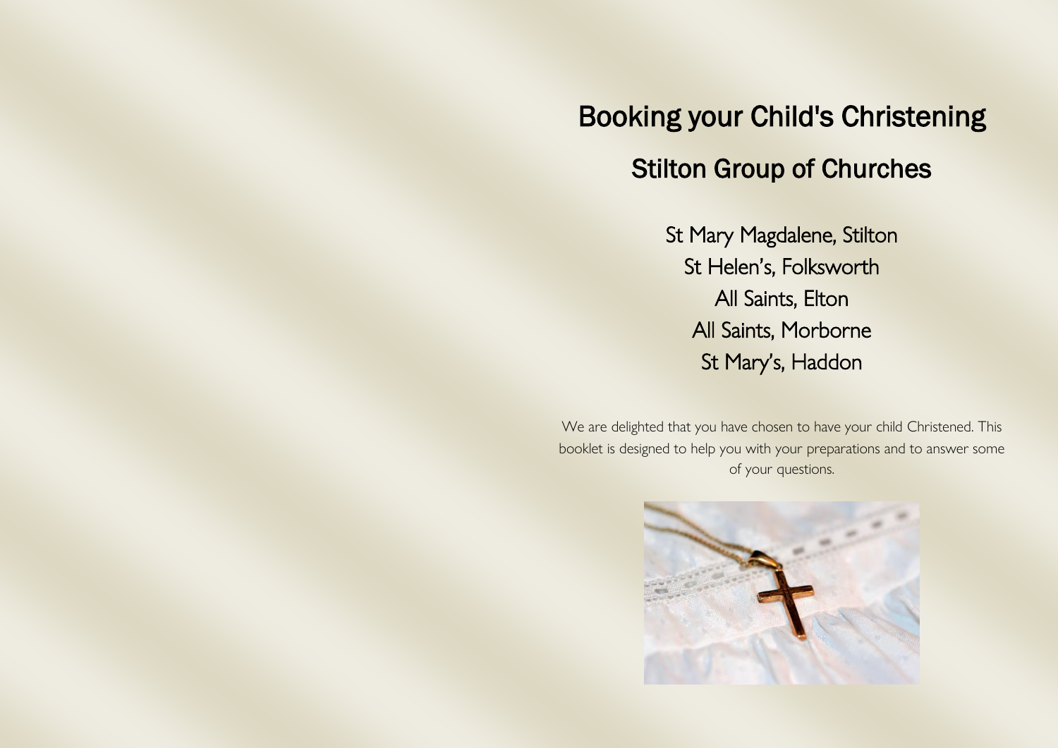# Booking your Child's Christening

## Stilton Group of Churches

St Mary Magdalene, Stilton
St Helen's, Folksworth
All Saints, Elton
All Saints, Morborne
St Mary's, Haddon

We are delighted that you have chosen to have your child Christened. This booklet is designed to help you with your preparations and to answer some of your questions.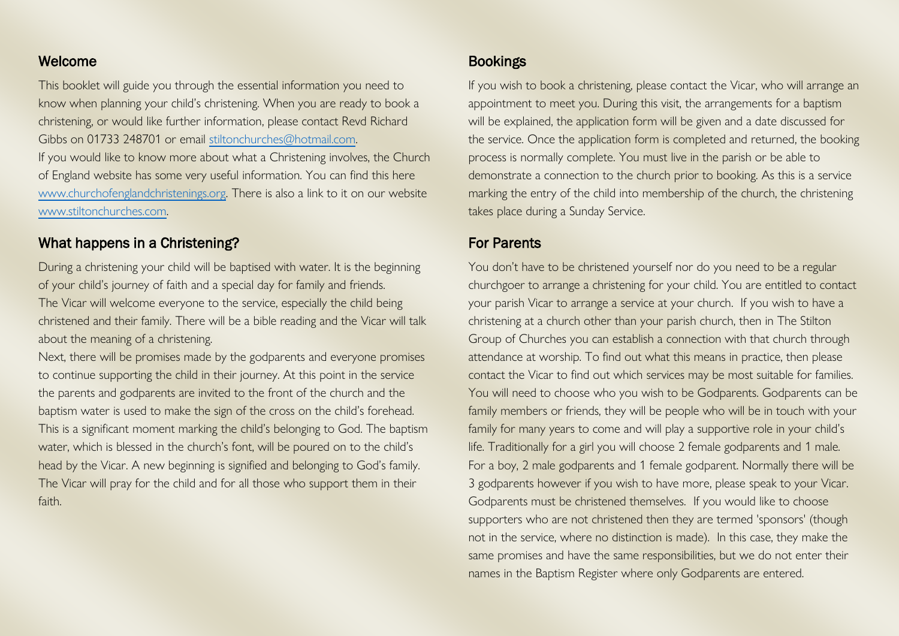## Welcome

This booklet will guide you through the essential information you need to know when planning your child's christening. When you are ready to book a christening, or would like further information, please contact Revd Richard Gibbs on 01733 248701 or email [stiltonchurches@hotmail.com](mailto:stiltonchurches@hotmail.com).

If you would like to know more about what a Christening involves, the Church of England website has some very useful information. You can find this here [www.churchofenglandchristenings.org](http://www.churchofenglandchristenings.org). There is also a link to it on our website [www.stiltonchurches.com](http://www.stiltonchurches.com).

## What happens in a Christening?

During a christening your child will be baptised with water. It is the beginning of your child's journey of faith and a special day for family and friends.

The Vicar will welcome everyone to the service, especially the child being christened and their family. There will be a bible reading and the Vicar will talk about the meaning of a christening.

Next, there will be promises made by the godparents and everyone promises to continue supporting the child in their journey. At this point in the service the parents and godparents are invited to the front of the church and the baptism water is used to make the sign of the cross on the child's forehead. This is a significant moment marking the child's belonging to God. The baptism water, which is blessed in the church's font, will be poured on to the child's head by the Vicar. A new beginning is signified and belonging to God's family. The Vicar will pray for the child and for all those who support them in their faith.

## Bookings

If you wish to book a christening, please contact the Vicar, who will arrange an appointment to meet you. During this visit, the arrangements for a baptism will be explained, the application form will be given and a date discussed for the service. Once the application form is completed and returned, the booking process is normally complete. You must live in the parish or be able to demonstrate a connection to the church prior to booking. As this is a service marking the entry of the child into membership of the church, the christening takes place during a Sunday Service.

## For Parents

You don't have to be christened yourself nor do you need to be a regular churchgoer to arrange a christening for your child. You are entitled to contact your parish Vicar to arrange a service at your church. If you wish to have a christening at a church other than your parish church, then in The Stilton Group of Churches you can establish a connection with that church through attendance at worship. To find out what this means in practice, then please contact the Vicar to find out which services may be most suitable for families.

You will need to choose who you wish to be Godparents. Godparents can be family members or friends, they will be people who will be in touch with your family for many years to come and will play a supportive role in your child's life. Traditionally for a girl you will choose 2 female godparents and 1 male. For a boy, 2 male godparents and 1 female godparent. Normally there will be 3 godparents however if you wish to have more, please speak to your Vicar. Godparents must be christened themselves. If you would like to choose supporters who are not christened then they are termed 'sponsors' (though not in the service, where no distinction is made). In this case, they make the same promises and have the same responsibilities, but we do not enter their names in the Baptism Register where only Godparents are entered.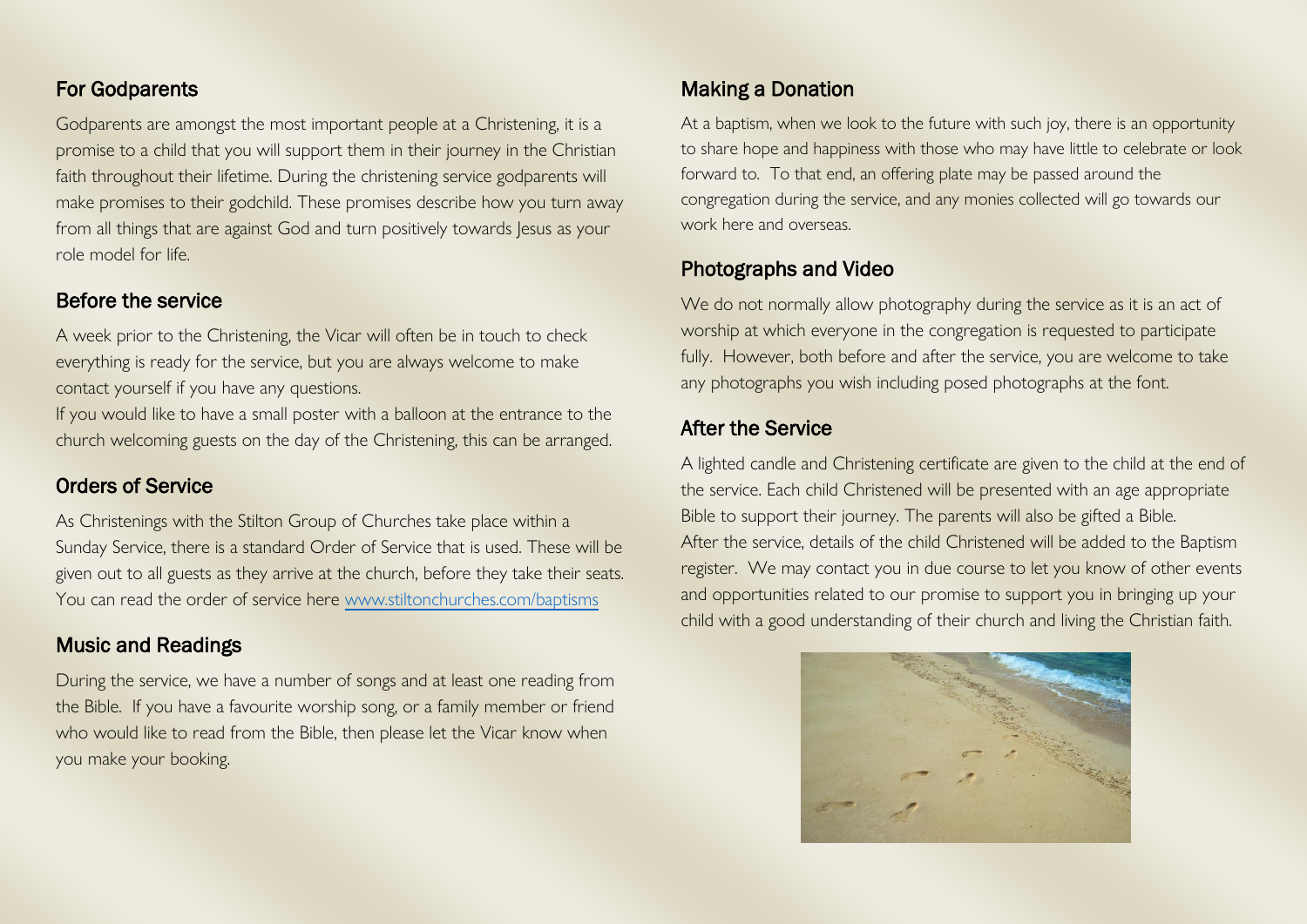## For Godparents

Godparents are amongst the most important people at a Christening, it is a promise to a child that you will support them in their journey in the Christian faith throughout their lifetime. During the christening service godparents will make promises to their godchild. These promises describe how you turn away from all things that are against God and turn positively towards Jesus as your role model for life.

## Before the service

A week prior to the Christening, the Vicar will often be in touch to check everything is ready for the service, but you are always welcome to make contact yourself if you have any questions.

If you would like to have a small poster with a balloon at the entrance to the church welcoming guests on the day of the Christening, this can be arranged.

## Orders of Service

As Christenings with the Stilton Group of Churches take place within a Sunday Service, there is a standard Order of Service that is used. These will be given out to all guests as they arrive at the church, before they take their seats. You can read the order of service here [www.stiltonchurches.com/baptisms](www.stiltonchurches.com/baptisms)

## Music and Readings

During the service, we have a number of songs and at least one reading from the Bible. If you have a favourite worship song, or a family member or friend who would like to read from the Bible, then please let the Vicar know when you make your booking.

## Making a Donation

At a baptism, when we look to the future with such joy, there is an opportunity to share hope and happiness with those who may have little to celebrate or look forward to. To that end, an offering plate may be passed around the congregation during the service, and any monies collected will go towards our work here and overseas.

## Photographs and Video

We do not normally allow photography during the service as it is an act of worship at which everyone in the congregation is requested to participate fully. However, both before and after the service, you are welcome to take any photographs you wish including posed photographs at the font.

## After the Service

A lighted candle and Christening certificate are given to the child at the end of the service. Each child Christened will be presented with an age appropriate Bible to support their journey. The parents will also be gifted a Bible.

After the service, details of the child Christened will be added to the Baptism register. We may contact you in due course to let you know of other events and opportunities related to our promise to support you in bringing up your child with a good understanding of their church and living the Christian faith.